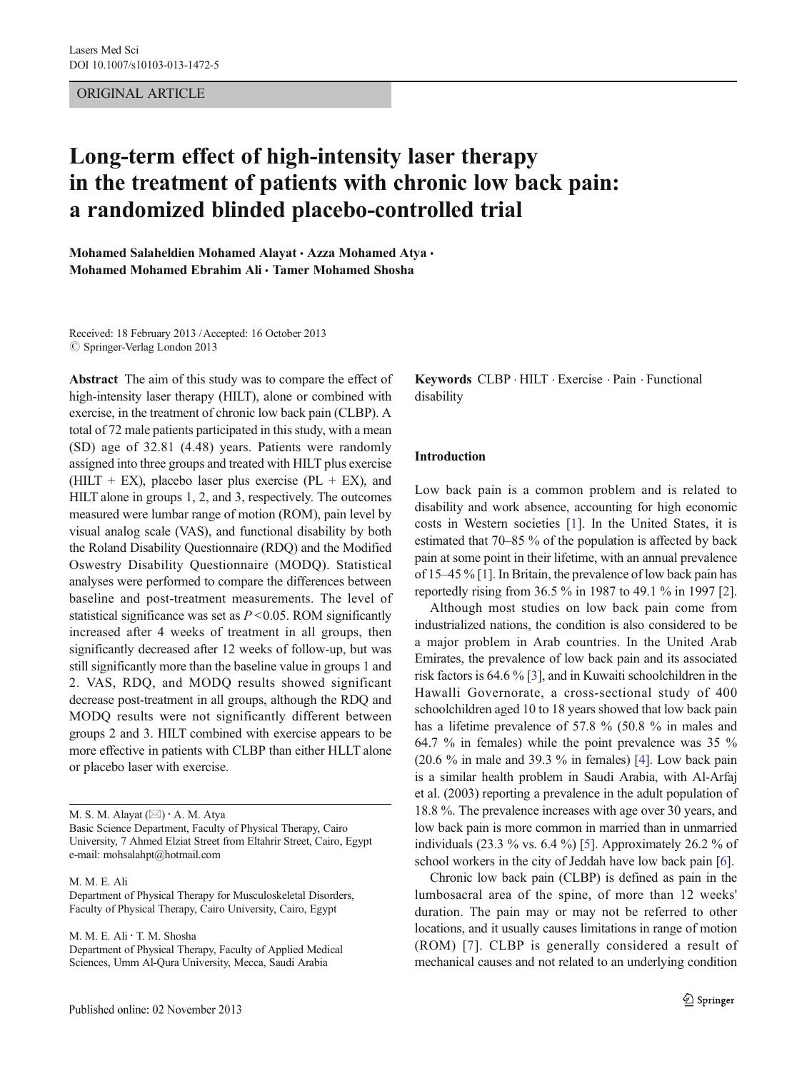ORIGINAL ARTICLE

# Long-term effect of high-intensity laser therapy in the treatment of patients with chronic low back pain: a randomized blinded placebo-controlled trial

**Mohamed Salaheldien Mohamed Alayat · Azza Mohamed Atya · Mohamed Mohamed Ebrahim Ali · Tamer Mohamed Shosha**

Received: 18 February 2013 / Accepted: 16 October 2013
© Springer-Verlag London 2013

**Abstract** The aim of this study was to compare the effect of high-intensity laser therapy (HILT), alone or combined with exercise, in the treatment of chronic low back pain (CLBP). A total of 72 male patients participated in this study, with a mean (SD) age of 32.81 (4.48) years. Patients were randomly assigned into three groups and treated with HILT plus exercise (HILT + EX), placebo laser plus exercise (PL + EX), and HILT alone in groups 1, 2, and 3, respectively. The outcomes measured were lumbar range of motion (ROM), pain level by visual analog scale (VAS), and functional disability by both the Roland Disability Questionnaire (RDQ) and the Modified Oswestry Disability Questionnaire (MODQ). Statistical analyses were performed to compare the differences between baseline and post-treatment measurements. The level of statistical significance was set as $P < 0.05$. ROM significantly increased after 4 weeks of treatment in all groups, then significantly decreased after 12 weeks of follow-up, but was still significantly more than the baseline value in groups 1 and 2. VAS, RDQ, and MODQ results showed significant decrease post-treatment in all groups, although the RDQ and MODQ results were not significantly different between groups 2 and 3. HILT combined with exercise appears to be more effective in patients with CLBP than either HLLT alone or placebo laser with exercise.

**Keywords** CLBP · HILT · Exercise · Pain · Functional disability

M. S. M. Alayat (✉) · A. M. Atya
Basic Science Department, Faculty of Physical Therapy, Cairo University, 7 Ahmed Elziat Street from Eltahrir Street, Cairo, Egypt
e-mail: mohsalahpt@hotmail.com

M. M. E. Ali
Department of Physical Therapy for Musculoskeletal Disorders, Faculty of Physical Therapy, Cairo University, Cairo, Egypt

M. M. E. Ali · T. M. Shosha
Department of Physical Therapy, Faculty of Applied Medical Sciences, Umm Al-Qura University, Mecca, Saudi Arabia

## Introduction

Low back pain is a common problem and is related to disability and work absence, accounting for high economic costs in Western societies [1]. In the United States, it is estimated that 70–85 % of the population is affected by back pain at some point in their lifetime, with an annual prevalence of 15–45 % [1]. In Britain, the prevalence of low back pain has reportedly rising from 36.5 % in 1987 to 49.1 % in 1997 [2].

Although most studies on low back pain come from industrialized nations, the condition is also considered to be a major problem in Arab countries. In the United Arab Emirates, the prevalence of low back pain and its associated risk factors is 64.6 % [3], and in Kuwaiti schoolchildren in the Hawalli Governorate, a cross-sectional study of 400 schoolchildren aged 10 to 18 years showed that low back pain has a lifetime prevalence of 57.8 % (50.8 % in males and 64.7 % in females) while the point prevalence was 35 % (20.6 % in male and 39.3 % in females) [4]. Low back pain is a similar health problem in Saudi Arabia, with Al-Arfaj et al. (2003) reporting a prevalence in the adult population of 18.8 %. The prevalence increases with age over 30 years, and low back pain is more common in married than in unmarried individuals (23.3 % vs. 6.4 %) [5]. Approximately 26.2 % of school workers in the city of Jeddah have low back pain [6].

Chronic low back pain (CLBP) is defined as pain in the lumbosacral area of the spine, of more than 12 weeks' duration. The pain may or may not be referred to other locations, and it usually causes limitations in range of motion (ROM) [7]. CLBP is generally considered a result of mechanical causes and not related to an underlying condition

Published online: 02 November 2013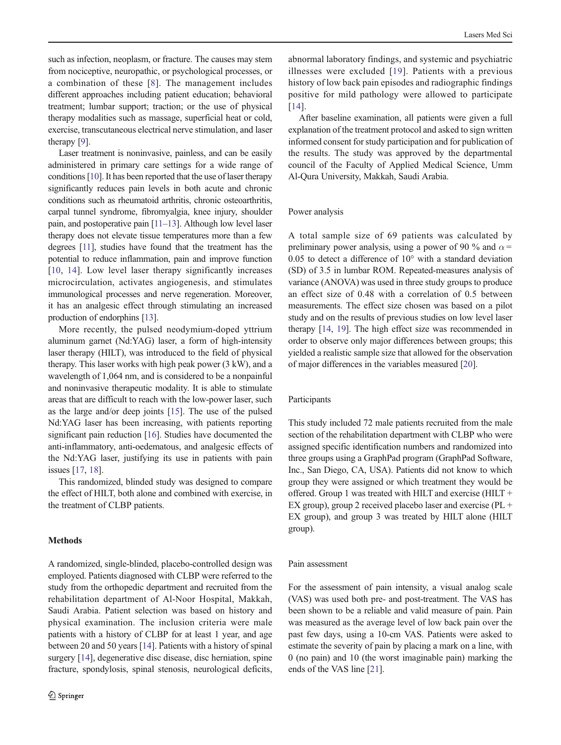such as infection, neoplasm, or fracture. The causes may stem from nociceptive, neuropathic, or psychological processes, or a combination of these [8]. The management includes different approaches including patient education; behavioral treatment; lumbar support; traction; or the use of physical therapy modalities such as massage, superficial heat or cold, exercise, transcutaneous electrical nerve stimulation, and laser therapy [9].

Laser treatment is noninvasive, painless, and can be easily administered in primary care settings for a wide range of conditions [10]. It has been reported that the use of laser therapy significantly reduces pain levels in both acute and chronic conditions such as rheumatoid arthritis, chronic osteoarthritis, carpal tunnel syndrome, fibromyalgia, knee injury, shoulder pain, and postoperative pain [11–13]. Although low level laser therapy does not elevate tissue temperatures more than a few degrees [11], studies have found that the treatment has the potential to reduce inflammation, pain and improve function [10, 14]. Low level laser therapy significantly increases microcirculation, activates angiogenesis, and stimulates immunological processes and nerve regeneration. Moreover, it has an analgesic effect through stimulating an increased production of endorphins [13].

More recently, the pulsed neodymium-doped yttrium aluminum garnet (Nd:YAG) laser, a form of high-intensity laser therapy (HILT), was introduced to the field of physical therapy. This laser works with high peak power (3 kW), and a wavelength of 1,064 nm, and is considered to be a nonpainful and noninvasive therapeutic modality. It is able to stimulate areas that are difficult to reach with the low-power laser, such as the large and/or deep joints [15]. The use of the pulsed Nd:YAG laser has been increasing, with patients reporting significant pain reduction [16]. Studies have documented the anti-inflammatory, anti-oedematous, and analgesic effects of the Nd:YAG laser, justifying its use in patients with pain issues [17, 18].

This randomized, blinded study was designed to compare the effect of HILT, both alone and combined with exercise, in the treatment of CLBP patients.

## Methods

A randomized, single-blinded, placebo-controlled design was employed. Patients diagnosed with CLBP were referred to the study from the orthopedic department and recruited from the rehabilitation department of Al-Noor Hospital, Makkah, Saudi Arabia. Patient selection was based on history and physical examination. The inclusion criteria were male patients with a history of CLBP for at least 1 year, and age between 20 and 50 years [14]. Patients with a history of spinal surgery [14], degenerative disc disease, disc herniation, spine fracture, spondylosis, spinal stenosis, neurological deficits, abnormal laboratory findings, and systemic and psychiatric illnesses were excluded [19]. Patients with a previous history of low back pain episodes and radiographic findings positive for mild pathology were allowed to participate [14].

After baseline examination, all patients were given a full explanation of the treatment protocol and asked to sign written informed consent for study participation and for publication of the results. The study was approved by the departmental council of the Faculty of Applied Medical Science, Umm Al-Qura University, Makkah, Saudi Arabia.

### Power analysis

A total sample size of 69 patients was calculated by preliminary power analysis, using a power of 90 % and $\alpha = 0.05$ to detect a difference of 10° with a standard deviation (SD) of 3.5 in lumbar ROM. Repeated-measures analysis of variance (ANOVA) was used in three study groups to produce an effect size of 0.48 with a correlation of 0.5 between measurements. The effect size chosen was based on a pilot study and on the results of previous studies on low level laser therapy [14, 19]. The high effect size was recommended in order to observe only major differences between groups; this yielded a realistic sample size that allowed for the observation of major differences in the variables measured [20].

### Participants

This study included 72 male patients recruited from the male section of the rehabilitation department with CLBP who were assigned specific identification numbers and randomized into three groups using a GraphPad program (GraphPad Software, Inc., San Diego, CA, USA). Patients did not know to which group they were assigned or which treatment they would be offered. Group 1 was treated with HILT and exercise (HILT + EX group), group 2 received placebo laser and exercise (PL + EX group), and group 3 was treated by HILT alone (HILT group).

### Pain assessment

For the assessment of pain intensity, a visual analog scale (VAS) was used both pre- and post-treatment. The VAS has been shown to be a reliable and valid measure of pain. Pain was measured as the average level of low back pain over the past few days, using a 10-cm VAS. Patients were asked to estimate the severity of pain by placing a mark on a line, with 0 (no pain) and 10 (the worst imaginable pain) marking the ends of the VAS line [21].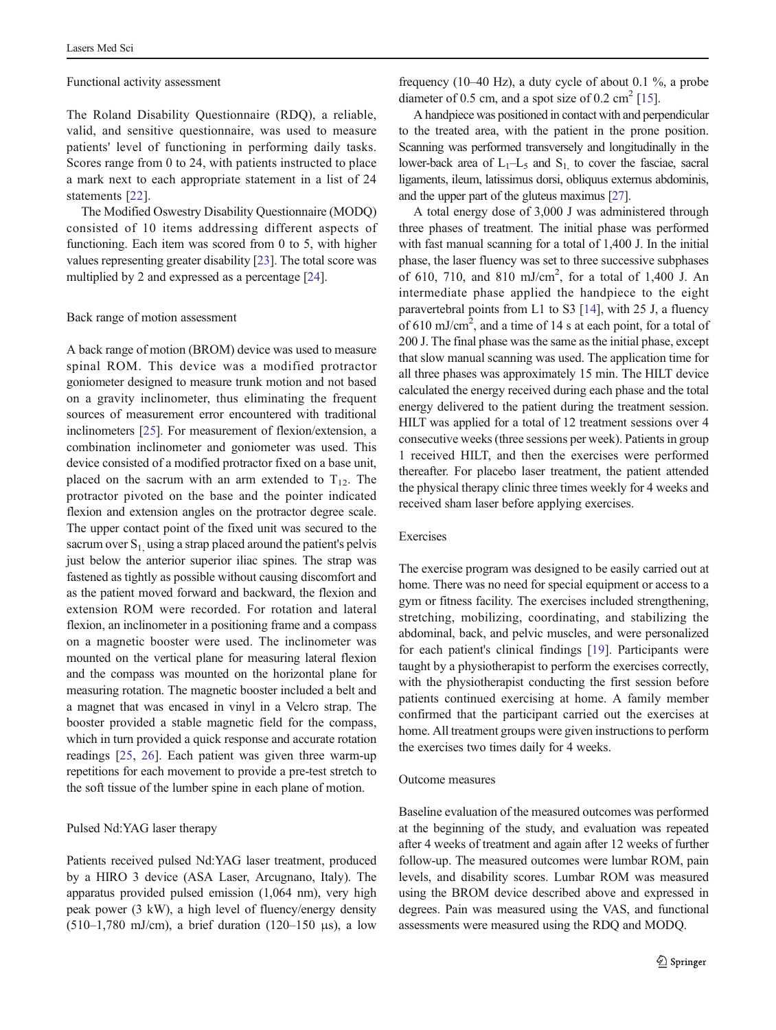### Functional activity assessment

The Roland Disability Questionnaire (RDQ), a reliable, valid, and sensitive questionnaire, was used to measure patients' level of functioning in performing daily tasks. Scores range from 0 to 24, with patients instructed to place a mark next to each appropriate statement in a list of 24 statements [22].

The Modified Oswestry Disability Questionnaire (MODQ) consisted of 10 items addressing different aspects of functioning. Each item was scored from 0 to 5, with higher values representing greater disability [23]. The total score was multiplied by 2 and expressed as a percentage [24].

### Back range of motion assessment

A back range of motion (BROM) device was used to measure spinal ROM. This device was a modified protractor goniometer designed to measure trunk motion and not based on a gravity inclinometer, thus eliminating the frequent sources of measurement error encountered with traditional inclinometers [25]. For measurement of flexion/extension, a combination inclinometer and goniometer was used. This device consisted of a modified protractor fixed on a base unit, placed on the sacrum with an arm extended to $T_{12}$. The protractor pivoted on the base and the pointer indicated flexion and extension angles on the protractor degree scale. The upper contact point of the fixed unit was secured to the sacrum over $S_1$, using a strap placed around the patient's pelvis just below the anterior superior iliac spines. The strap was fastened as tightly as possible without causing discomfort and as the patient moved forward and backward, the flexion and extension ROM were recorded. For rotation and lateral flexion, an inclinometer in a positioning frame and a compass on a magnetic booster were used. The inclinometer was mounted on the vertical plane for measuring lateral flexion and the compass was mounted on the horizontal plane for measuring rotation. The magnetic booster included a belt and a magnet that was encased in vinyl in a Velcro strap. The booster provided a stable magnetic field for the compass, which in turn provided a quick response and accurate rotation readings [25, 26]. Each patient was given three warm-up repetitions for each movement to provide a pre-test stretch to the soft tissue of the lumber spine in each plane of motion.

### Pulsed Nd:YAG laser therapy

Patients received pulsed Nd:YAG laser treatment, produced by a HIRO 3 device (ASA Laser, Arcugnano, Italy). The apparatus provided pulsed emission (1,064 nm), very high peak power (3 kW), a high level of fluency/energy density (510–1,780 mJ/cm), a brief duration (120–150 μs), a low frequency (10–40 Hz), a duty cycle of about 0.1 %, a probe diameter of 0.5 cm, and a spot size of 0.2 $cm^2$ [15].

A handpiece was positioned in contact with and perpendicular to the treated area, with the patient in the prone position. Scanning was performed transversely and longitudinally in the lower-back area of $L_1$–$L_5$ and $S_1$, to cover the fasciae, sacral ligaments, ileum, latissimus dorsi, obliquus externus abdominis, and the upper part of the gluteus maximus [27].

A total energy dose of 3,000 J was administered through three phases of treatment. The initial phase was performed with fast manual scanning for a total of 1,400 J. In the initial phase, the laser fluency was set to three successive subphases of 610, 710, and 810 mJ/$cm^2$, for a total of 1,400 J. An intermediate phase applied the handpiece to the eight paravertebral points from L1 to S3 [14], with 25 J, a fluency of 610 mJ/$cm^2$, and a time of 14 s at each point, for a total of 200 J. The final phase was the same as the initial phase, except that slow manual scanning was used. The application time for all three phases was approximately 15 min. The HILT device calculated the energy received during each phase and the total energy delivered to the patient during the treatment session. HILT was applied for a total of 12 treatment sessions over 4 consecutive weeks (three sessions per week). Patients in group 1 received HILT, and then the exercises were performed thereafter. For placebo laser treatment, the patient attended the physical therapy clinic three times weekly for 4 weeks and received sham laser before applying exercises.

### Exercises

The exercise program was designed to be easily carried out at home. There was no need for special equipment or access to a gym or fitness facility. The exercises included strengthening, stretching, mobilizing, coordinating, and stabilizing the abdominal, back, and pelvic muscles, and were personalized for each patient's clinical findings [19]. Participants were taught by a physiotherapist to perform the exercises correctly, with the physiotherapist conducting the first session before patients continued exercising at home. A family member confirmed that the participant carried out the exercises at home. All treatment groups were given instructions to perform the exercises two times daily for 4 weeks.

### Outcome measures

Baseline evaluation of the measured outcomes was performed at the beginning of the study, and evaluation was repeated after 4 weeks of treatment and again after 12 weeks of further follow-up. The measured outcomes were lumbar ROM, pain levels, and disability scores. Lumbar ROM was measured using the BROM device described above and expressed in degrees. Pain was measured using the VAS, and functional assessments were measured using the RDQ and MODQ.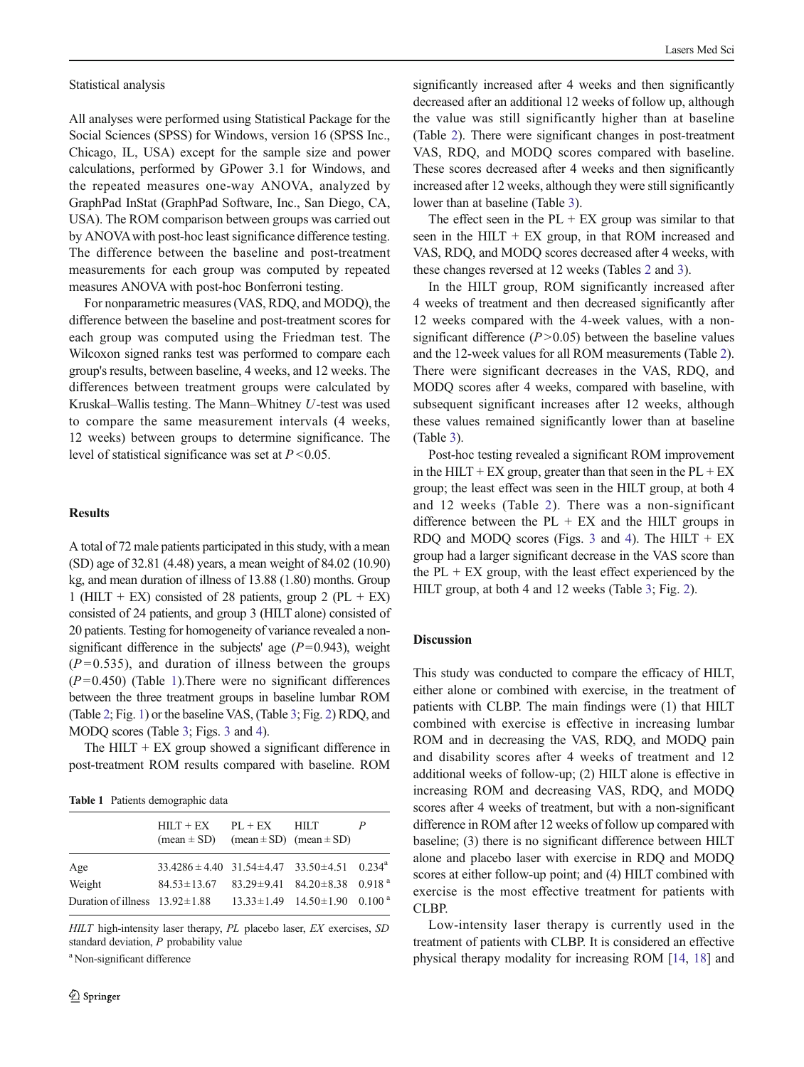Statistical analysis

All analyses were performed using Statistical Package for the Social Sciences (SPSS) for Windows, version 16 (SPSS Inc., Chicago, IL, USA) except for the sample size and power calculations, performed by GPower 3.1 for Windows, and the repeated measures one-way ANOVA, analyzed by GraphPad InStat (GraphPad Software, Inc., San Diego, CA, USA). The ROM comparison between groups was carried out by ANOVA with post-hoc least significance difference testing. The difference between the baseline and post-treatment measurements for each group was computed by repeated measures ANOVA with post-hoc Bonferroni testing.

For nonparametric measures (VAS, RDQ, and MODQ), the difference between the baseline and post-treatment scores for each group was computed using the Friedman test. The Wilcoxon signed ranks test was performed to compare each group's results, between baseline, 4 weeks, and 12 weeks. The differences between treatment groups were calculated by Kruskal–Wallis testing. The Mann–Whitney $U$-test was used to compare the same measurement intervals (4 weeks, 12 weeks) between groups to determine significance. The level of statistical significance was set at $P < 0.05$.

## Results

A total of 72 male patients participated in this study, with a mean (SD) age of 32.81 (4.48) years, a mean weight of 84.02 (10.90) kg, and mean duration of illness of 13.88 (1.80) months. Group 1 (HILT + EX) consisted of 28 patients, group 2 (PL + EX) consisted of 24 patients, and group 3 (HILT alone) consisted of 20 patients. Testing for homogeneity of variance revealed a non-significant difference in the subjects' age ($P = 0.943$), weight ($P = 0.535$), and duration of illness between the groups ($P = 0.450$) (Table 1).There were no significant differences between the three treatment groups in baseline lumbar ROM (Table 2; Fig. 1) or the baseline VAS, (Table 3; Fig. 2) RDQ, and MODQ scores (Table 3; Figs. 3 and 4).

The HILT + EX group showed a significant difference in post-treatment ROM results compared with baseline. ROM significantly increased after 4 weeks and then significantly decreased after an additional 12 weeks of follow up, although the value was still significantly higher than at baseline (Table 2). There were significant changes in post-treatment VAS, RDQ, and MODQ scores compared with baseline. These scores decreased after 4 weeks and then significantly increased after 12 weeks, although they were still significantly lower than at baseline (Table 3).

The effect seen in the PL + EX group was similar to that seen in the HILT + EX group, in that ROM increased and VAS, RDQ, and MODQ scores decreased after 4 weeks, with these changes reversed at 12 weeks (Tables 2 and 3).

In the HILT group, ROM significantly increased after 4 weeks of treatment and then decreased significantly after 12 weeks compared with the 4-week values, with a non-significant difference ($P > 0.05$) between the baseline values and the 12-week values for all ROM measurements (Table 2). There were significant decreases in the VAS, RDQ, and MODQ scores after 4 weeks, compared with baseline, with subsequent significant increases after 12 weeks, although these values remained significantly lower than at baseline (Table 3).

Post-hoc testing revealed a significant ROM improvement in the HILT + EX group, greater than that seen in the PL + EX group; the least effect was seen in the HILT group, at both 4 and 12 weeks (Table 2). There was a non-significant difference between the PL + EX and the HILT groups in RDQ and MODQ scores (Figs. 3 and 4). The HILT + EX group had a larger significant decrease in the VAS score than the PL + EX group, with the least effect experienced by the HILT group, at both 4 and 12 weeks (Table 3; Fig. 2).

**Table 1** Patients demographic data

| | HILT + EX (mean ± SD) | PL + EX (mean ± SD) | HILT (mean ± SD) | *P* |
|---|---|---|---|---|
| Age | 33.4286 ± 4.40 | 31.54±4.47 | 33.50±4.51 | 0.234[a] |
| Weight | 84.53±13.67 | 83.29±9.41 | 84.20±8.38 | 0.918[a] |
| Duration of illness | 13.92±1.88 | 13.33±1.49 | 14.50±1.90 | 0.100[a] |

*HILT* high-intensity laser therapy, *PL* placebo laser, *EX* exercises, *SD* standard deviation, *P* probability value

[a] Non-significant difference

## Discussion

This study was conducted to compare the efficacy of HILT, either alone or combined with exercise, in the treatment of patients with CLBP. The main findings were (1) that HILT combined with exercise is effective in increasing lumbar ROM and in decreasing the VAS, RDQ, and MODQ pain and disability scores after 4 weeks of treatment and 12 additional weeks of follow-up; (2) HILT alone is effective in increasing ROM and decreasing VAS, RDQ, and MODQ scores after 4 weeks of treatment, but with a non-significant difference in ROM after 12 weeks of follow up compared with baseline; (3) there is no significant difference between HILT alone and placebo laser with exercise in RDQ and MODQ scores at either follow-up point; and (4) HILT combined with exercise is the most effective treatment for patients with CLBP.

Low-intensity laser therapy is currently used in the treatment of patients with CLBP. It is considered an effective physical therapy modality for increasing ROM [14, 18] and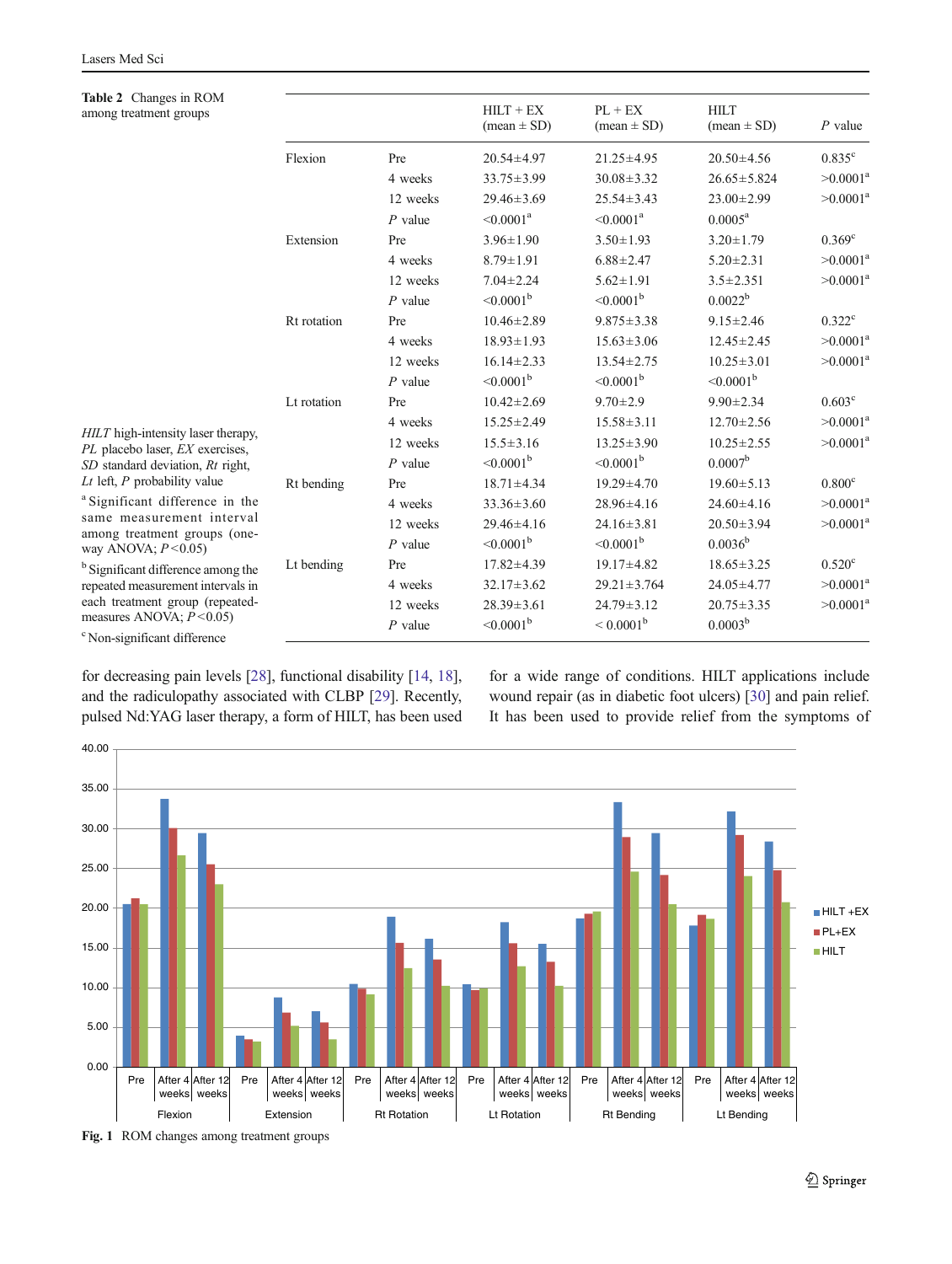**Table 2** Changes in ROM among treatment groups

| | | HILT + EX (mean ± SD) | PL + EX (mean ± SD) | HILT (mean ± SD) | *P* value |
|---|---|---|---|---|---|
| Flexion | Pre | 20.54±4.97 | 21.25±4.95 | 20.50±4.56 | 0.835[c] |
| | 4 weeks | 33.75±3.99 | 30.08±3.32 | 26.65±5.824 | >0.0001[a] |
| | 12 weeks | 29.46±3.69 | 25.54±3.43 | 23.00±2.99 | >0.0001[a] |
| | *P* value | <0.0001[a] | <0.0001[a] | 0.0005[a] | |
| Extension | Pre | 3.96±1.90 | 3.50±1.93 | 3.20±1.79 | 0.369[c] |
| | 4 weeks | 8.79±1.91 | 6.88±2.47 | 5.20±2.31 | >0.0001[a] |
| | 12 weeks | 7.04±2.24 | 5.62±1.91 | 3.5±2.351 | >0.0001[a] |
| | *P* value | <0.0001[b] | <0.0001[b] | 0.0022[b] | |
| Rt rotation | Pre | 10.46±2.89 | 9.875±3.38 | 9.15±2.46 | 0.322[c] |
| | 4 weeks | 18.93±1.93 | 15.63±3.06 | 12.45±2.45 | >0.0001[a] |
| | 12 weeks | 16.14±2.33 | 13.54±2.75 | 10.25±3.01 | >0.0001[a] |
| | *P* value | <0.0001[b] | <0.0001[b] | <0.0001[b] | |
| Lt rotation | Pre | 10.42±2.69 | 9.70±2.9 | 9.90±2.34 | 0.603[c] |
| | 4 weeks | 15.25±2.49 | 15.58±3.11 | 12.70±2.56 | >0.0001[a] |
| | 12 weeks | 15.5±3.16 | 13.25±3.90 | 10.25±2.55 | >0.0001[a] |
| | *P* value | <0.0001[b] | <0.0001[b] | 0.0007[b] | |
| Rt bending | Pre | 18.71±4.34 | 19.29±4.70 | 19.60±5.13 | 0.800[c] |
| | 4 weeks | 33.36±3.60 | 28.96±4.16 | 24.60±4.16 | >0.0001[a] |
| | 12 weeks | 29.46±4.16 | 24.16±3.81 | 20.50±3.94 | >0.0001[a] |
| | *P* value | <0.0001[b] | <0.0001[b] | 0.0036[b] | |
| Lt bending | Pre | 17.82±4.39 | 19.17±4.82 | 18.65±3.25 | 0.520[c] |
| | 4 weeks | 32.17±3.62 | 29.21±3.764 | 24.05±4.77 | >0.0001[a] |
| | 12 weeks | 28.39±3.61 | 24.79±3.12 | 20.75±3.35 | >0.0001[a] |
| | *P* value | <0.0001[b] | < 0.0001[b] | 0.0003[b] | |

*HILT* high-intensity laser therapy, *PL* placebo laser, *EX* exercises, *SD* standard deviation, *Rt* right, *Lt* left, *P* probability value

[a] Significant difference in the same measurement interval among treatment groups (one-way ANOVA; $P<0.05$)

[b] Significant difference among the repeated measurement intervals in each treatment group (repeated-measures ANOVA; $P<0.05$)

[c] Non-significant difference

for decreasing pain levels [28], functional disability [14, 18], and the radiculopathy associated with CLBP [29]. Recently, pulsed Nd:YAG laser therapy, a form of HILT, has been used for a wide range of conditions. HILT applications include wound repair (as in diabetic foot ulcers) [30] and pain relief. It has been used to provide relief from the symptoms of

**Fig. 1** ROM changes among treatment groups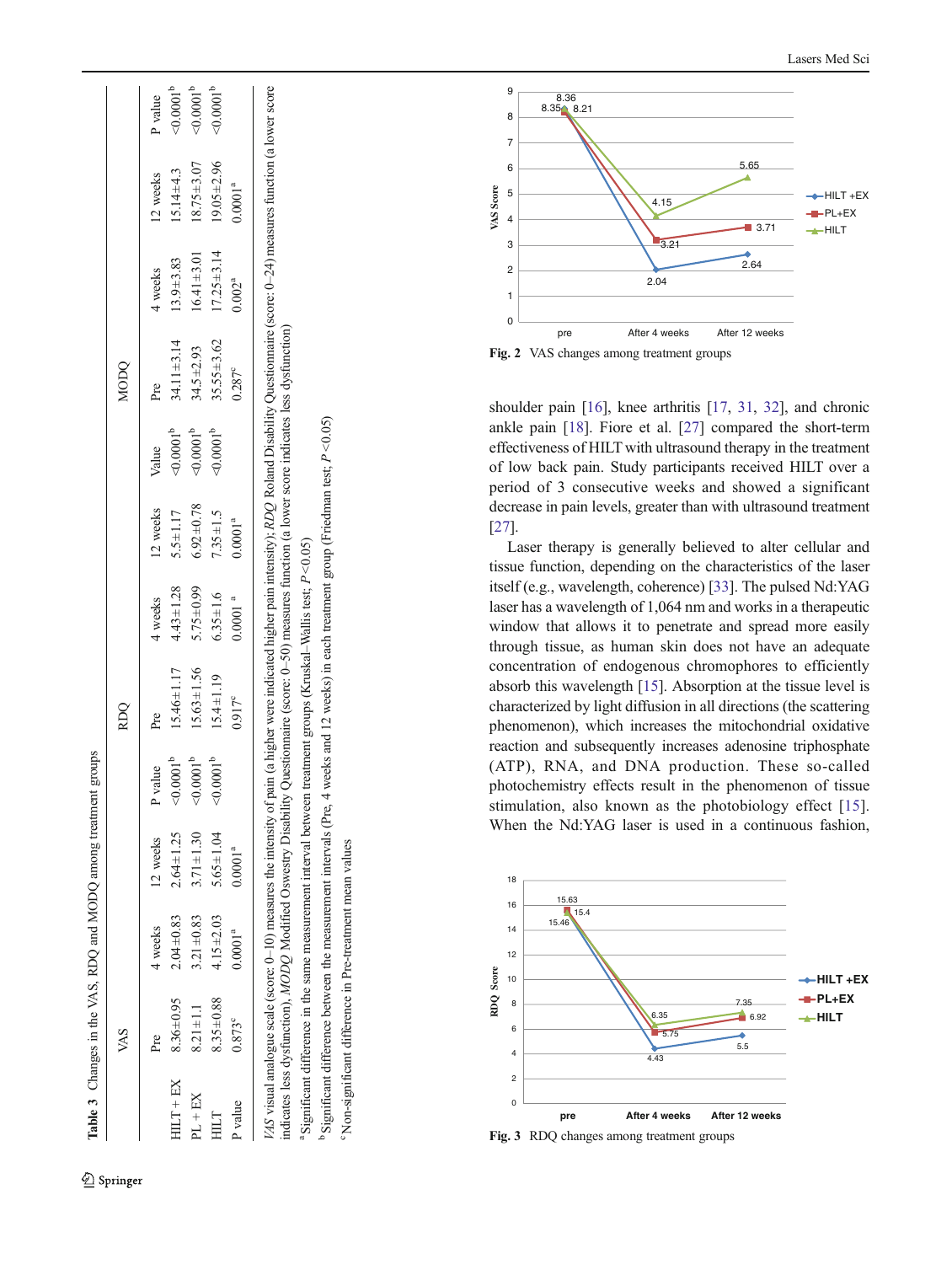**Table 3** Changes in the VAS, RDQ and MODQ among treatment groups

| | VAS | | | | RDQ | | | | MODQ | | | |
|---|---|---|---|---|---|---|---|---|---|---|---|---|
| | Pre | 4 weeks | 12 weeks | P value | Pre | 4 weeks | 12 weeks | Value | Pre | 4 weeks | 12 weeks | P value |
| HILT + EX | 8.36±0.95 | 2.04±0.83 | 2.64±1.25 | <0.0001[b] | 15.46±1.17 | 4.43±1.28 | 5.5±1.17 | <0.0001[b] | 34.11±3.14 | 13.9±3.83 | 15.14±4.3 | <0.0001[b] |
| PL + EX | 8.21±1.1 | 3.21±0.83 | 3.71±1.30 | <0.0001[b] | 15.63±1.56 | 5.75±0.99 | 6.92±0.78 | <0.0001[b] | 34.5±2.93 | 16.41±3.01 | 18.75±3.07 | <0.0001[b] |
| HILT | 8.35±0.88 | 4.15±2.03 | 5.65±1.04 | <0.0001[b] | 15.4±1.19 | 6.35±1.6 | 7.35±1.5 | <0.0001[b] | 35.55±3.62 | 17.25±3.14 | 19.05±2.96 | <0.0001[b] |
| P value | 0.873[c] | 0.0001[a] | 0.0001[a] | | 0.917[c] | 0.0001 [a] | 0.0001[a] | | 0.287[c] | 0.002[a] | 0.0001[a] | |

*VAS* visual analogue scale (score: 0–10) measures the intensity of pain (a higher were indicated higher pain intensity); *RDQ* Roland Disability Questionnaire (score: 0–24) measures function (a lower score indicates less dysfunction), *MODQ* Modified Oswestry Disability Questionnaire (score: 0–50) measures function (a lower score indicates less dysfunction)

[a] Significant difference in the same measurement interval between treatment groups (Kruskal–Wallis test; $P<0.05$)

[b] Significant difference between the measurement intervals (Pre, 4 weeks and 12 weeks) in each treatment group (Friedman test; $P<0.05$)

[c] Non-significant difference in Pre-treatment mean values

**Fig. 2** VAS changes among treatment groups

shoulder pain [16], knee arthritis [17, 31, 32], and chronic ankle pain [18]. Fiore et al. [27] compared the short-term effectiveness of HILT with ultrasound therapy in the treatment of low back pain. Study participants received HILT over a period of 3 consecutive weeks and showed a significant decrease in pain levels, greater than with ultrasound treatment [27].

Laser therapy is generally believed to alter cellular and tissue function, depending on the characteristics of the laser itself (e.g., wavelength, coherence) [33]. The pulsed Nd:YAG laser has a wavelength of 1,064 nm and works in a therapeutic window that allows it to penetrate and spread more easily through tissue, as human skin does not have an adequate concentration of endogenous chromophores to efficiently absorb this wavelength [15]. Absorption at the tissue level is characterized by light diffusion in all directions (the scattering phenomenon), which increases the mitochondrial oxidative reaction and subsequently increases adenosine triphosphate (ATP), RNA, and DNA production. These so-called photochemistry effects result in the phenomenon of tissue stimulation, also known as the photobiology effect [15]. When the Nd:YAG laser is used in a continuous fashion,

**Fig. 3** RDQ changes among treatment groups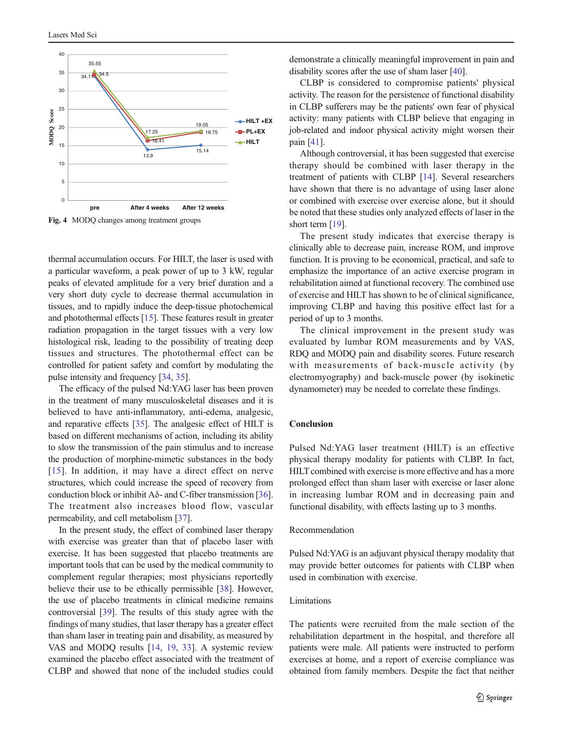40
35
30
25
20
15
10
5
0

MODQ Score

35.55
34.11
34.5
17.25
16.41
13.9
19.05
18.75
15.14

pre
After 4 weeks
After 12 weeks

HILT +EX
PL+EX
HILT

**Fig. 4** MODQ changes among treatment groups

thermal accumulation occurs. For HILT, the laser is used with a particular waveform, a peak power of up to 3 kW, regular peaks of elevated amplitude for a very brief duration and a very short duty cycle to decrease thermal accumulation in tissues, and to rapidly induce the deep-tissue photochemical and photothermal effects [15]. These features result in greater radiation propagation in the target tissues with a very low histological risk, leading to the possibility of treating deep tissues and structures. The photothermal effect can be controlled for patient safety and comfort by modulating the pulse intensity and frequency [34, 35].

The efficacy of the pulsed Nd:YAG laser has been proven in the treatment of many musculoskeletal diseases and it is believed to have anti-inflammatory, anti-edema, analgesic, and reparative effects [35]. The analgesic effect of HILT is based on different mechanisms of action, including its ability to slow the transmission of the pain stimulus and to increase the production of morphine-mimetic substances in the body [15]. In addition, it may have a direct effect on nerve structures, which could increase the speed of recovery from conduction block or inhibit Aδ- and C-fiber transmission [36]. The treatment also increases blood flow, vascular permeability, and cell metabolism [37].

In the present study, the effect of combined laser therapy with exercise was greater than that of placebo laser with exercise. It has been suggested that placebo treatments are important tools that can be used by the medical community to complement regular therapies; most physicians reportedly believe their use to be ethically permissible [38]. However, the use of placebo treatments in clinical medicine remains controversial [39]. The results of this study agree with the findings of many studies, that laser therapy has a greater effect than sham laser in treating pain and disability, as measured by VAS and MODQ results [14, 19, 33]. A systemic review examined the placebo effect associated with the treatment of CLBP and showed that none of the included studies could demonstrate a clinically meaningful improvement in pain and disability scores after the use of sham laser [40].

CLBP is considered to compromise patients' physical activity. The reason for the persistence of functional disability in CLBP sufferers may be the patients' own fear of physical activity: many patients with CLBP believe that engaging in job-related and indoor physical activity might worsen their pain [41].

Although controversial, it has been suggested that exercise therapy should be combined with laser therapy in the treatment of patients with CLBP [14]. Several researchers have shown that there is no advantage of using laser alone or combined with exercise over exercise alone, but it should be noted that these studies only analyzed effects of laser in the short term [19].

The present study indicates that exercise therapy is clinically able to decrease pain, increase ROM, and improve function. It is proving to be economical, practical, and safe to emphasize the importance of an active exercise program in rehabilitation aimed at functional recovery. The combined use of exercise and HILT has shown to be of clinical significance, improving CLBP and having this positive effect last for a period of up to 3 months.

The clinical improvement in the present study was evaluated by lumbar ROM measurements and by VAS, RDQ and MODQ pain and disability scores. Future research with measurements of back-muscle activity (by electromyography) and back-muscle power (by isokinetic dynamometer) may be needed to correlate these findings.

## Conclusion

Pulsed Nd:YAG laser treatment (HILT) is an effective physical therapy modality for patients with CLBP. In fact, HILT combined with exercise is more effective and has a more prolonged effect than sham laser with exercise or laser alone in increasing lumbar ROM and in decreasing pain and functional disability, with effects lasting up to 3 months.

### Recommendation

Pulsed Nd:YAG is an adjuvant physical therapy modality that may provide better outcomes for patients with CLBP when used in combination with exercise.

### Limitations

The patients were recruited from the male section of the rehabilitation department in the hospital, and therefore all patients were male. All patients were instructed to perform exercises at home, and a report of exercise compliance was obtained from family members. Despite the fact that neither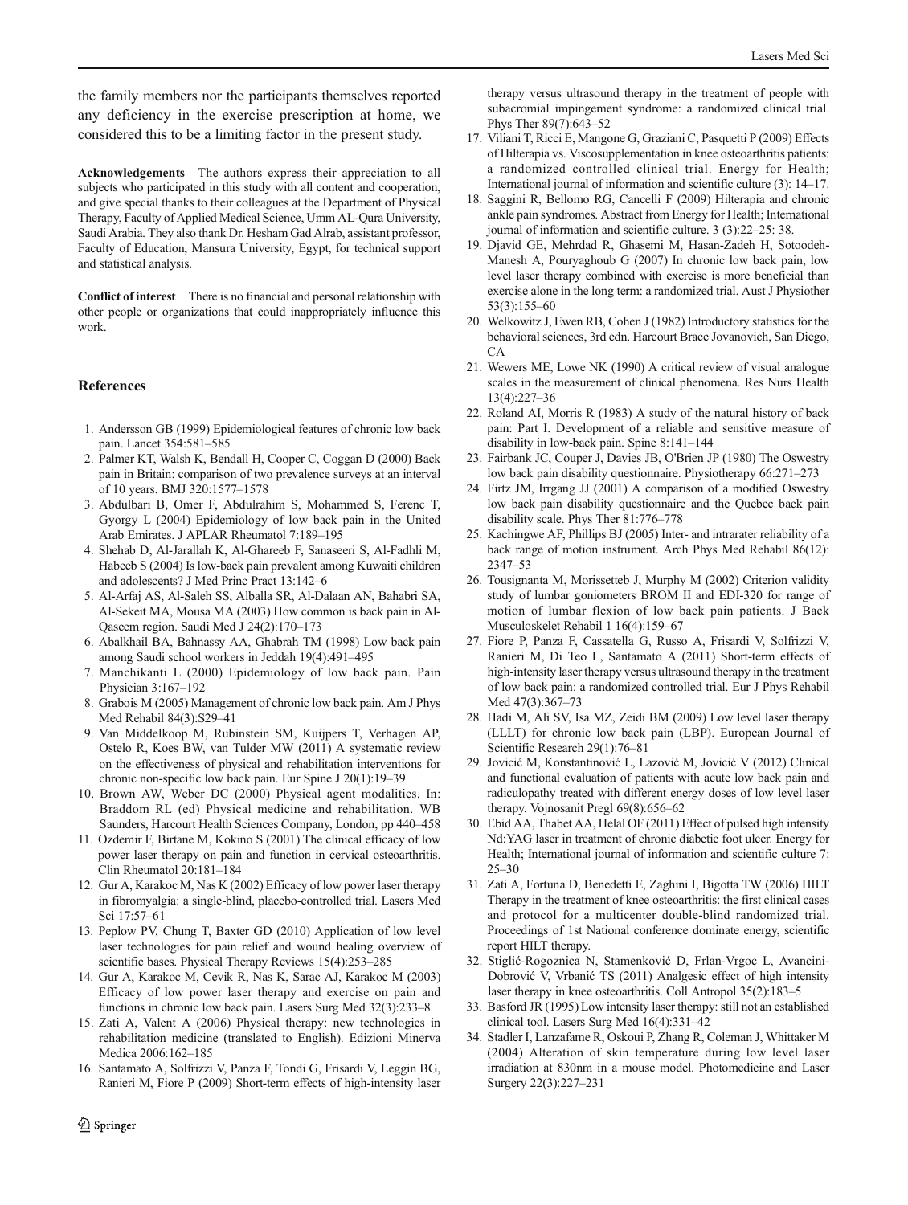the family members nor the participants themselves reported any deficiency in the exercise prescription at home, we considered this to be a limiting factor in the present study.

**Acknowledgements** The authors express their appreciation to all subjects who participated in this study with all content and cooperation, and give special thanks to their colleagues at the Department of Physical Therapy, Faculty of Applied Medical Science, Umm AL-Qura University, Saudi Arabia. They also thank Dr. Hesham Gad Alrab, assistant professor, Faculty of Education, Mansura University, Egypt, for technical support and statistical analysis.

**Conflict of interest** There is no financial and personal relationship with other people or organizations that could inappropriately influence this work.

## References

1. Andersson GB (1999) Epidemiological features of chronic low back pain. Lancet 354:581–585
2. Palmer KT, Walsh K, Bendall H, Cooper C, Coggan D (2000) Back pain in Britain: comparison of two prevalence surveys at an interval of 10 years. BMJ 320:1577–1578
3. Abdulbari B, Omer F, Abdulrahim S, Mohammed S, Ferenc T, Gyorgy L (2004) Epidemiology of low back pain in the United Arab Emirates. J APLAR Rheumatol 7:189–195
4. Shehab D, Al-Jarallah K, Al-Ghareeb F, Sanaseeri S, Al-Fadhli M, Habeeb S (2004) Is low-back pain prevalent among Kuwaiti children and adolescents? J Med Princ Pract 13:142–6
5. Al-Arfaj AS, Al-Saleh SS, Alballa SR, Al-Dalaan AN, Bahabri SA, Al-Sekeit MA, Mousa MA (2003) How common is back pain in Al-Qaseem region. Saudi Med J 24(2):170–173
6. Abalkhail BA, Bahnassy AA, Ghabrah TM (1998) Low back pain among Saudi school workers in Jeddah 19(4):491–495
7. Manchikanti L (2000) Epidemiology of low back pain. Pain Physician 3:167–192
8. Grabois M (2005) Management of chronic low back pain. Am J Phys Med Rehabil 84(3):S29–41
9. Van Middelkoop M, Rubinstein SM, Kuijpers T, Verhagen AP, Ostelo R, Koes BW, van Tulder MW (2011) A systematic review on the effectiveness of physical and rehabilitation interventions for chronic non-specific low back pain. Eur Spine J 20(1):19–39
10. Brown AW, Weber DC (2000) Physical agent modalities. In: Braddom RL (ed) Physical medicine and rehabilitation. WB Saunders, Harcourt Health Sciences Company, London, pp 440–458
11. Ozdemir F, Birtane M, Kokino S (2001) The clinical efficacy of low power laser therapy on pain and function in cervical osteoarthritis. Clin Rheumatol 20:181–184
12. Gur A, Karakoc M, Nas K (2002) Efficacy of low power laser therapy in fibromyalgia: a single-blind, placebo-controlled trial. Lasers Med Sci 17:57–61
13. Peplow PV, Chung T, Baxter GD (2010) Application of low level laser technologies for pain relief and wound healing overview of scientific bases. Physical Therapy Reviews 15(4):253–285
14. Gur A, Karakoc M, Cevik R, Nas K, Sarac AJ, Karakoc M (2003) Efficacy of low power laser therapy and exercise on pain and functions in chronic low back pain. Lasers Surg Med 32(3):233–8
15. Zati A, Valent A (2006) Physical therapy: new technologies in rehabilitation medicine (translated to English). Edizioni Minerva Medica 2006:162–185
16. Santamato A, Solfrizzi V, Panza F, Tondi G, Frisardi V, Leggin BG, Ranieri M, Fiore P (2009) Short-term effects of high-intensity laser therapy versus ultrasound therapy in the treatment of people with subacromial impingement syndrome: a randomized clinical trial. Phys Ther 89(7):643–52
17. Viliani T, Ricci E, Mangone G, Graziani C, Pasquetti P (2009) Effects of Hilterapia vs. Viscosupplementation in knee osteoarthritis patients: a randomized controlled clinical trial. Energy for Health; International journal of information and scientific culture (3): 14–17.
18. Saggini R, Bellomo RG, Cancelli F (2009) Hilterapia and chronic ankle pain syndromes. Abstract from Energy for Health; International journal of information and scientific culture. 3 (3):22–25: 38.
19. Djavid GE, Mehrdad R, Ghasemi M, Hasan-Zadeh H, Sotoodeh-Manesh A, Pouryaghoub G (2007) In chronic low back pain, low level laser therapy combined with exercise is more beneficial than exercise alone in the long term: a randomized trial. Aust J Physiother 53(3):155–60
20. Welkowitz J, Ewen RB, Cohen J (1982) Introductory statistics for the behavioral sciences, 3rd edn. Harcourt Brace Jovanovich, San Diego, CA
21. Wewers ME, Lowe NK (1990) A critical review of visual analogue scales in the measurement of clinical phenomena. Res Nurs Health 13(4):227–36
22. Roland AI, Morris R (1983) A study of the natural history of back pain: Part I. Development of a reliable and sensitive measure of disability in low-back pain. Spine 8:141–144
23. Fairbank JC, Couper J, Davies JB, O'Brien JP (1980) The Oswestry low back pain disability questionnaire. Physiotherapy 66:271–273
24. Firtz JM, Irrgang JJ (2001) A comparison of a modified Oswestry low back pain disability questionnaire and the Quebec back pain disability scale. Phys Ther 81:776–778
25. Kachingwe AF, Phillips BJ (2005) Inter- and intrarater reliability of a back range of motion instrument. Arch Phys Med Rehabil 86(12): 2347–53
26. Tousignanta M, Morissetteb J, Murphy M (2002) Criterion validity study of lumbar goniometers BROM II and EDI-320 for range of motion of lumbar flexion of low back pain patients. J Back Musculoskelet Rehabil 1 16(4):159–67
27. Fiore P, Panza F, Cassatella G, Russo A, Frisardi V, Solfrizzi V, Ranieri M, Di Teo L, Santamato A (2011) Short-term effects of high-intensity laser therapy versus ultrasound therapy in the treatment of low back pain: a randomized controlled trial. Eur J Phys Rehabil Med 47(3):367–73
28. Hadi M, Ali SV, Isa MZ, Zeidi BM (2009) Low level laser therapy (LLLT) for chronic low back pain (LBP). European Journal of Scientific Research 29(1):76–81
29. Jovicić M, Konstantinović L, Lazović M, Jovicić V (2012) Clinical and functional evaluation of patients with acute low back pain and radiculopathy treated with different energy doses of low level laser therapy. Vojnosanit Pregl 69(8):656–62
30. Ebid AA, Thabet AA, Helal OF (2011) Effect of pulsed high intensity Nd:YAG laser in treatment of chronic diabetic foot ulcer. Energy for Health; International journal of information and scientific culture 7: 25–30
31. Zati A, Fortuna D, Benedetti E, Zaghini I, Bigotta TW (2006) HILT Therapy in the treatment of knee osteoarthritis: the first clinical cases and protocol for a multicenter double-blind randomized trial. Proceedings of 1st National conference dominate energy, scientific report HILT therapy.
32. Stiglić-Rogoznica N, Stamenković D, Frlan-Vrgoc L, Avancini-Dobrović V, Vrbanić TS (2011) Analgesic effect of high intensity laser therapy in knee osteoarthritis. Coll Antropol 35(2):183–5
33. Basford JR (1995) Low intensity laser therapy: still not an established clinical tool. Lasers Surg Med 16(4):331–42
34. Stadler I, Lanzafame R, Oskoui P, Zhang R, Coleman J, Whittaker M (2004) Alteration of skin temperature during low level laser irradiation at 830nm in a mouse model. Photomedicine and Laser Surgery 22(3):227–231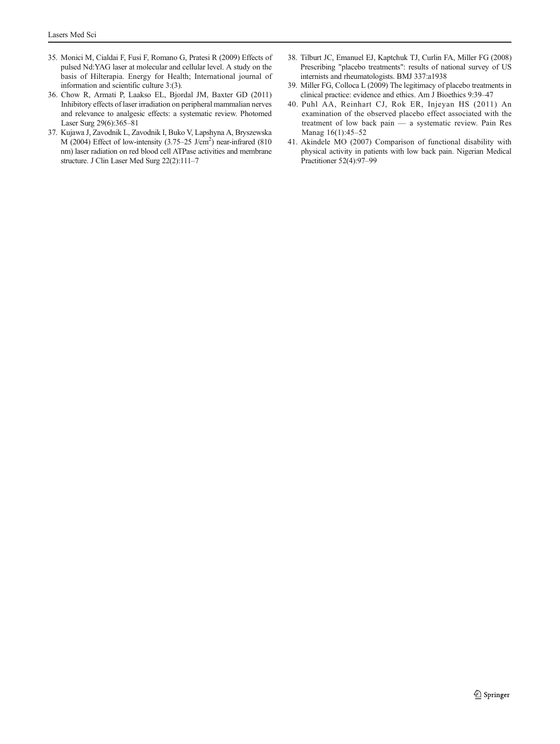35. Monici M, Cialdai F, Fusi F, Romano G, Pratesi R (2009) Effects of pulsed Nd:YAG laser at molecular and cellular level. A study on the basis of Hilterapia. Energy for Health; International journal of information and scientific culture 3:(3).
36. Chow R, Armati P, Laakso EL, Bjordal JM, Baxter GD (2011) Inhibitory effects of laser irradiation on peripheral mammalian nerves and relevance to analgesic effects: a systematic review. Photomed Laser Surg 29(6):365–81
37. Kujawa J, Zavodnik L, Zavodnik I, Buko V, Lapshyna A, Bryszewska M (2004) Effect of low-intensity (3.75–25 J/cm$^2$) near-infrared (810 nm) laser radiation on red blood cell ATPase activities and membrane structure. J Clin Laser Med Surg 22(2):111–7
38. Tilburt JC, Emanuel EJ, Kaptchuk TJ, Curlin FA, Miller FG (2008) Prescribing "placebo treatments": results of national survey of US internists and rheumatologists. BMJ 337:a1938
39. Miller FG, Colloca L (2009) The legitimacy of placebo treatments in clinical practice: evidence and ethics. Am J Bioethics 9:39–47
40. Puhl AA, Reinhart CJ, Rok ER, Injeyan HS (2011) An examination of the observed placebo effect associated with the treatment of low back pain — a systematic review. Pain Res Manag 16(1):45–52
41. Akindele MO (2007) Comparison of functional disability with physical activity in patients with low back pain. Nigerian Medical Practitioner 52(4):97–99